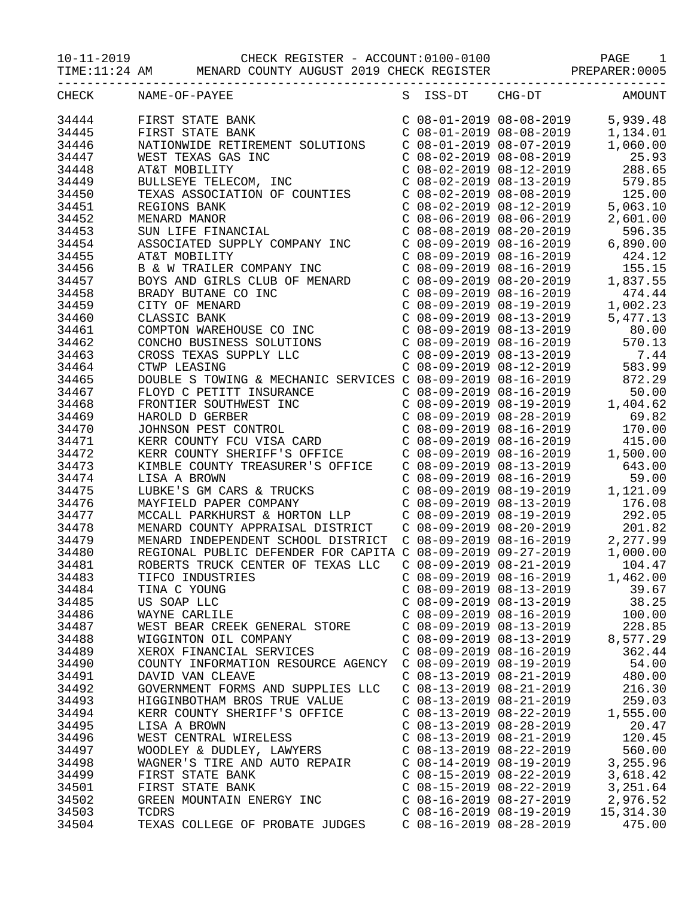10-11-2019 CHECK REGISTER - ACCOUNT:0100-0100 PAGE 1
TIME:11:24 AM MENARD COUNTY AUGUST 2019 CHECK REGISTER PREPARER:0005

| CHECK | NAME-OF-PAYEE | S | ISS-DT | CHG-DT | AMOUNT |
|---|---|---|---|---|---|
| 34444 | FIRST STATE BANK | C | 08-01-2019 | 08-08-2019 | 5,939.48 |
| 34445 | FIRST STATE BANK | C | 08-01-2019 | 08-08-2019 | 1,134.01 |
| 34446 | NATIONWIDE RETIREMENT SOLUTIONS | C | 08-01-2019 | 08-07-2019 | 1,060.00 |
| 34447 | WEST TEXAS GAS INC | C | 08-02-2019 | 08-08-2019 | 25.93 |
| 34448 | AT&T MOBILITY | C | 08-02-2019 | 08-12-2019 | 288.65 |
| 34449 | BULLSEYE TELECOM, INC | C | 08-02-2019 | 08-13-2019 | 579.85 |
| 34450 | TEXAS ASSOCIATION OF COUNTIES | C | 08-02-2019 | 08-08-2019 | 125.00 |
| 34451 | REGIONS BANK | C | 08-02-2019 | 08-12-2019 | 5,063.10 |
| 34452 | MENARD MANOR | C | 08-06-2019 | 08-06-2019 | 2,601.00 |
| 34453 | SUN LIFE FINANCIAL | C | 08-08-2019 | 08-20-2019 | 596.35 |
| 34454 | ASSOCIATED SUPPLY COMPANY INC | C | 08-09-2019 | 08-16-2019 | 6,890.00 |
| 34455 | AT&T MOBILITY | C | 08-09-2019 | 08-16-2019 | 424.12 |
| 34456 | B & W TRAILER COMPANY INC | C | 08-09-2019 | 08-16-2019 | 155.15 |
| 34457 | BOYS AND GIRLS CLUB OF MENARD | C | 08-09-2019 | 08-20-2019 | 1,837.55 |
| 34458 | BRADY BUTANE CO INC | C | 08-09-2019 | 08-16-2019 | 474.44 |
| 34459 | CITY OF MENARD | C | 08-09-2019 | 08-19-2019 | 1,002.23 |
| 34460 | CLASSIC BANK | C | 08-09-2019 | 08-13-2019 | 5,477.13 |
| 34461 | COMPTON WAREHOUSE CO INC | C | 08-09-2019 | 08-13-2019 | 80.00 |
| 34462 | CONCHO BUSINESS SOLUTIONS | C | 08-09-2019 | 08-16-2019 | 570.13 |
| 34463 | CROSS TEXAS SUPPLY LLC | C | 08-09-2019 | 08-13-2019 | 7.44 |
| 34464 | CTWP LEASING | C | 08-09-2019 | 08-12-2019 | 583.99 |
| 34465 | DOUBLE S TOWING & MECHANIC SERVICES | C | 08-09-2019 | 08-16-2019 | 872.29 |
| 34467 | FLOYD C PETITT INSURANCE | C | 08-09-2019 | 08-16-2019 | 50.00 |
| 34468 | FRONTIER SOUTHWEST INC | C | 08-09-2019 | 08-19-2019 | 1,404.62 |
| 34469 | HAROLD D GERBER | C | 08-09-2019 | 08-28-2019 | 69.82 |
| 34470 | JOHNSON PEST CONTROL | C | 08-09-2019 | 08-16-2019 | 170.00 |
| 34471 | KERR COUNTY FCU VISA CARD | C | 08-09-2019 | 08-16-2019 | 415.00 |
| 34472 | KERR COUNTY SHERIFF'S OFFICE | C | 08-09-2019 | 08-16-2019 | 1,500.00 |
| 34473 | KIMBLE COUNTY TREASURER'S OFFICE | C | 08-09-2019 | 08-13-2019 | 643.00 |
| 34474 | LISA A BROWN | C | 08-09-2019 | 08-16-2019 | 59.00 |
| 34475 | LUBKE'S GM CARS & TRUCKS | C | 08-09-2019 | 08-19-2019 | 1,121.09 |
| 34476 | MAYFIELD PAPER COMPANY | C | 08-09-2019 | 08-13-2019 | 176.08 |
| 34477 | MCCALL PARKHURST & HORTON LLP | C | 08-09-2019 | 08-19-2019 | 292.05 |
| 34478 | MENARD COUNTY APPRAISAL DISTRICT | C | 08-09-2019 | 08-20-2019 | 201.82 |
| 34479 | MENARD INDEPENDENT SCHOOL DISTRICT | C | 08-09-2019 | 08-16-2019 | 2,277.99 |
| 34480 | REGIONAL PUBLIC DEFENDER FOR CAPITA | C | 08-09-2019 | 09-27-2019 | 1,000.00 |
| 34481 | ROBERTS TRUCK CENTER OF TEXAS LLC | C | 08-09-2019 | 08-21-2019 | 104.47 |
| 34483 | TIFCO INDUSTRIES | C | 08-09-2019 | 08-16-2019 | 1,462.00 |
| 34484 | TINA C YOUNG | C | 08-09-2019 | 08-13-2019 | 39.67 |
| 34485 | US SOAP LLC | C | 08-09-2019 | 08-13-2019 | 38.25 |
| 34486 | WAYNE CARLILE | C | 08-09-2019 | 08-16-2019 | 100.00 |
| 34487 | WEST BEAR CREEK GENERAL STORE | C | 08-09-2019 | 08-13-2019 | 228.85 |
| 34488 | WIGGINTON OIL COMPANY | C | 08-09-2019 | 08-13-2019 | 8,577.29 |
| 34489 | XEROX FINANCIAL SERVICES | C | 08-09-2019 | 08-16-2019 | 362.44 |
| 34490 | COUNTY INFORMATION RESOURCE AGENCY | C | 08-09-2019 | 08-19-2019 | 54.00 |
| 34491 | DAVID VAN CLEAVE | C | 08-13-2019 | 08-21-2019 | 480.00 |
| 34492 | GOVERNMENT FORMS AND SUPPLIES LLC | C | 08-13-2019 | 08-21-2019 | 216.30 |
| 34493 | HIGGINBOTHAM BROS TRUE VALUE | C | 08-13-2019 | 08-21-2019 | 259.03 |
| 34494 | KERR COUNTY SHERIFF'S OFFICE | C | 08-13-2019 | 08-22-2019 | 1,555.00 |
| 34495 | LISA A BROWN | C | 08-13-2019 | 08-28-2019 | 20.47 |
| 34496 | WEST CENTRAL WIRELESS | C | 08-13-2019 | 08-21-2019 | 120.45 |
| 34497 | WOODLEY & DUDLEY, LAWYERS | C | 08-13-2019 | 08-22-2019 | 560.00 |
| 34498 | WAGNER'S TIRE AND AUTO REPAIR | C | 08-14-2019 | 08-19-2019 | 3,255.96 |
| 34499 | FIRST STATE BANK | C | 08-15-2019 | 08-22-2019 | 3,618.42 |
| 34501 | FIRST STATE BANK | C | 08-15-2019 | 08-22-2019 | 3,251.64 |
| 34502 | GREEN MOUNTAIN ENERGY INC | C | 08-16-2019 | 08-27-2019 | 2,976.52 |
| 34503 | TCDRS | C | 08-16-2019 | 08-19-2019 | 15,314.30 |
| 34504 | TEXAS COLLEGE OF PROBATE JUDGES | C | 08-16-2019 | 08-28-2019 | 475.00 |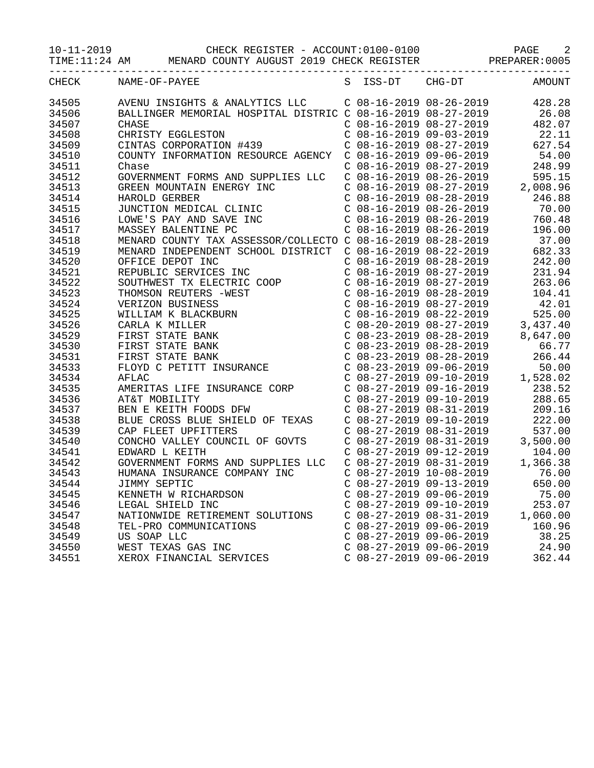10-11-2019 CHECK REGISTER - ACCOUNT:0100-0100 PAGE 2
TIME:11:24 AM MENARD COUNTY AUGUST 2019 CHECK REGISTER PREPARER:0005

| CHECK | NAME-OF-PAYEE | S | ISS-DT | CHG-DT | AMOUNT |
|---|---|---|---|---|---|
| 34505 | AVENU INSIGHTS & ANALYTICS LLC | C | 08-16-2019 | 08-26-2019 | 428.28 |
| 34506 | BALLINGER MEMORIAL HOSPITAL DISTRIC | C | 08-16-2019 | 08-27-2019 | 26.08 |
| 34507 | CHASE | C | 08-16-2019 | 08-27-2019 | 482.07 |
| 34508 | CHRISTY EGGLESTON | C | 08-16-2019 | 09-03-2019 | 22.11 |
| 34509 | CINTAS CORPORATION #439 | C | 08-16-2019 | 08-27-2019 | 627.54 |
| 34510 | COUNTY INFORMATION RESOURCE AGENCY | C | 08-16-2019 | 09-06-2019 | 54.00 |
| 34511 | Chase | C | 08-16-2019 | 08-27-2019 | 248.99 |
| 34512 | GOVERNMENT FORMS AND SUPPLIES LLC | C | 08-16-2019 | 08-26-2019 | 595.15 |
| 34513 | GREEN MOUNTAIN ENERGY INC | C | 08-16-2019 | 08-27-2019 | 2,008.96 |
| 34514 | HAROLD GERBER | C | 08-16-2019 | 08-28-2019 | 246.88 |
| 34515 | JUNCTION MEDICAL CLINIC | C | 08-16-2019 | 08-26-2019 | 70.00 |
| 34516 | LOWE'S PAY AND SAVE INC | C | 08-16-2019 | 08-26-2019 | 760.48 |
| 34517 | MASSEY BALENTINE PC | C | 08-16-2019 | 08-26-2019 | 196.00 |
| 34518 | MENARD COUNTY TAX ASSESSOR/COLLECTO | C | 08-16-2019 | 08-28-2019 | 37.00 |
| 34519 | MENARD INDEPENDENT SCHOOL DISTRICT | C | 08-16-2019 | 08-22-2019 | 682.33 |
| 34520 | OFFICE DEPOT INC | C | 08-16-2019 | 08-28-2019 | 242.00 |
| 34521 | REPUBLIC SERVICES INC | C | 08-16-2019 | 08-27-2019 | 231.94 |
| 34522 | SOUTHWEST TX ELECTRIC COOP | C | 08-16-2019 | 08-27-2019 | 263.06 |
| 34523 | THOMSON REUTERS -WEST | C | 08-16-2019 | 08-28-2019 | 104.41 |
| 34524 | VERIZON BUSINESS | C | 08-16-2019 | 08-27-2019 | 42.01 |
| 34525 | WILLIAM K BLACKBURN | C | 08-16-2019 | 08-22-2019 | 525.00 |
| 34526 | CARLA K MILLER | C | 08-20-2019 | 08-27-2019 | 3,437.40 |
| 34529 | FIRST STATE BANK | C | 08-23-2019 | 08-28-2019 | 8,647.00 |
| 34530 | FIRST STATE BANK | C | 08-23-2019 | 08-28-2019 | 66.77 |
| 34531 | FIRST STATE BANK | C | 08-23-2019 | 08-28-2019 | 266.44 |
| 34533 | FLOYD C PETITT INSURANCE | C | 08-23-2019 | 09-06-2019 | 50.00 |
| 34534 | AFLAC | C | 08-27-2019 | 09-10-2019 | 1,528.02 |
| 34535 | AMERITAS LIFE INSURANCE CORP | C | 08-27-2019 | 09-16-2019 | 238.52 |
| 34536 | AT&T MOBILITY | C | 08-27-2019 | 09-10-2019 | 288.65 |
| 34537 | BEN E KEITH FOODS DFW | C | 08-27-2019 | 08-31-2019 | 209.16 |
| 34538 | BLUE CROSS BLUE SHIELD OF TEXAS | C | 08-27-2019 | 09-10-2019 | 222.00 |
| 34539 | CAP FLEET UPFITTERS | C | 08-27-2019 | 08-31-2019 | 537.00 |
| 34540 | CONCHO VALLEY COUNCIL OF GOVTS | C | 08-27-2019 | 08-31-2019 | 3,500.00 |
| 34541 | EDWARD L KEITH | C | 08-27-2019 | 09-12-2019 | 104.00 |
| 34542 | GOVERNMENT FORMS AND SUPPLIES LLC | C | 08-27-2019 | 08-31-2019 | 1,366.38 |
| 34543 | HUMANA INSURANCE COMPANY INC | C | 08-27-2019 | 10-08-2019 | 76.00 |
| 34544 | JIMMY SEPTIC | C | 08-27-2019 | 09-13-2019 | 650.00 |
| 34545 | KENNETH W RICHARDSON | C | 08-27-2019 | 09-06-2019 | 75.00 |
| 34546 | LEGAL SHIELD INC | C | 08-27-2019 | 09-10-2019 | 253.07 |
| 34547 | NATIONWIDE RETIREMENT SOLUTIONS | C | 08-27-2019 | 08-31-2019 | 1,060.00 |
| 34548 | TEL-PRO COMMUNICATIONS | C | 08-27-2019 | 09-06-2019 | 160.96 |
| 34549 | US SOAP LLC | C | 08-27-2019 | 09-06-2019 | 38.25 |
| 34550 | WEST TEXAS GAS INC | C | 08-27-2019 | 09-06-2019 | 24.90 |
| 34551 | XEROX FINANCIAL SERVICES | C | 08-27-2019 | 09-06-2019 | 362.44 |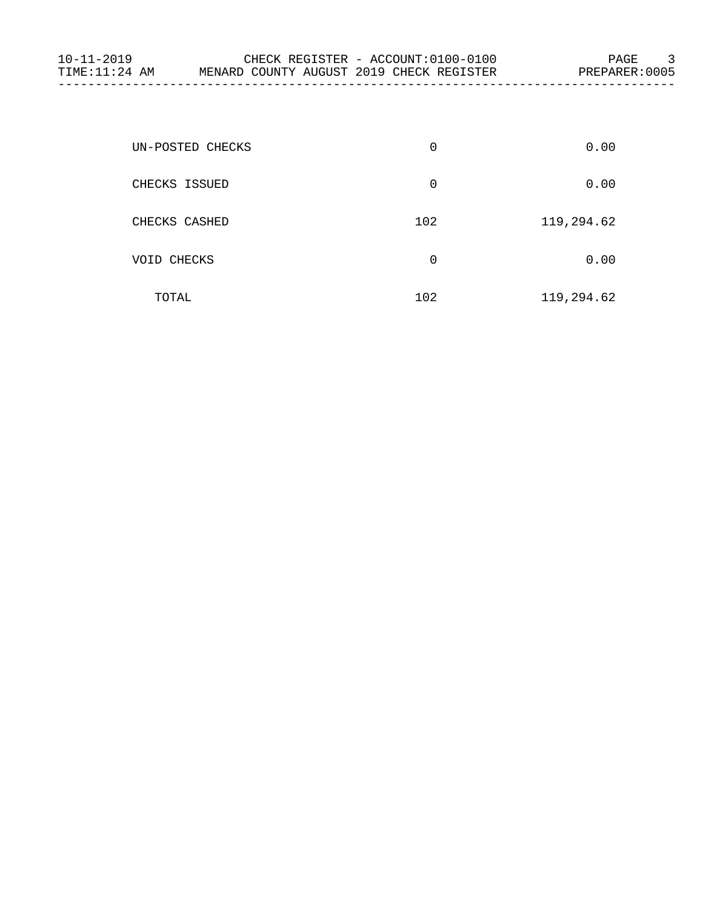| | | |
|---|---|---|
| UN-POSTED CHECKS | 0 | 0.00 |
| CHECKS ISSUED | 0 | 0.00 |
| CHECKS CASHED | 102 | 119,294.62 |
| VOID CHECKS | 0 | 0.00 |
| TOTAL | 102 | 119,294.62 |